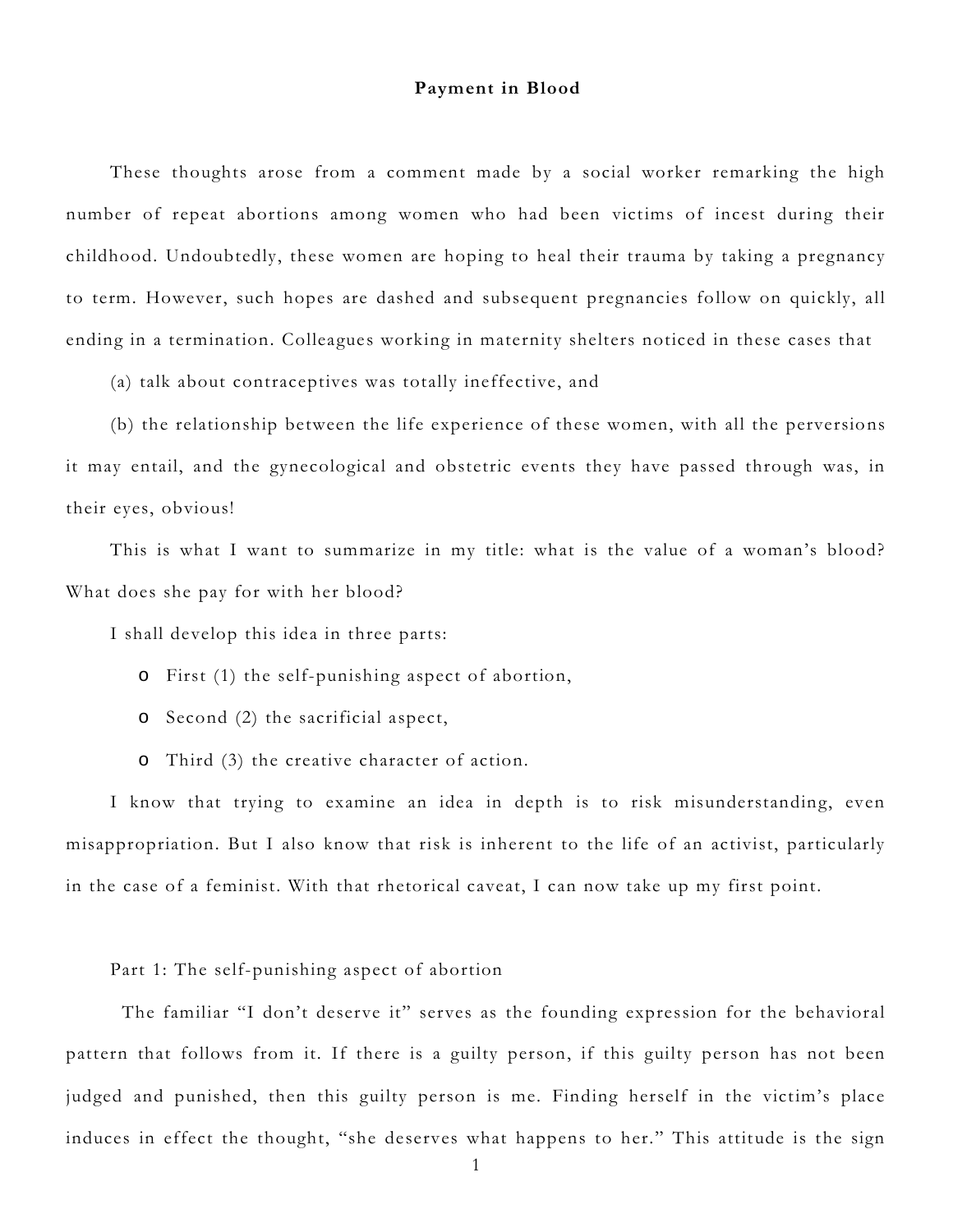# Payment in Blood

These thoughts arose from a comment made by a social worker remarking the high number of repeat abortions among women who had been victims of incest during their childhood. Undoubtedly, these women are hoping to heal their trauma by taking a pregnancy to term. However, such hopes are dashed and subsequent pregnancies follow on quickly, all ending in a termination. Colleagues working in maternity shelters noticed in these cases that

(a) talk about contraceptives was totally ineffective, and

(b) the relationship between the life experience of these women, with all the perversions it may entail, and the gynecological and obstetric events they have passed through was, in their eyes, obvious!

This is what I want to summarize in my title: what is the value of a woman's blood? What does she pay for with her blood?

I shall develop this idea in three parts:

- First (1) the self-punishing aspect of abortion,
- Second (2) the sacrificial aspect,
- Third (3) the creative character of action.

I know that trying to examine an idea in depth is to risk misunderstanding, even misappropriation. But I also know that risk is inherent to the life of an activist, particularly in the case of a feminist. With that rhetorical caveat, I can now take up my first point.

## Part 1: The self-punishing aspect of abortion

The familiar "I don't deserve it" serves as the founding expression for the behavioral pattern that follows from it. If there is a guilty person, if this guilty person has not been judged and punished, then this guilty person is me. Finding herself in the victim's place induces in effect the thought, "she deserves what happens to her." This attitude is the sign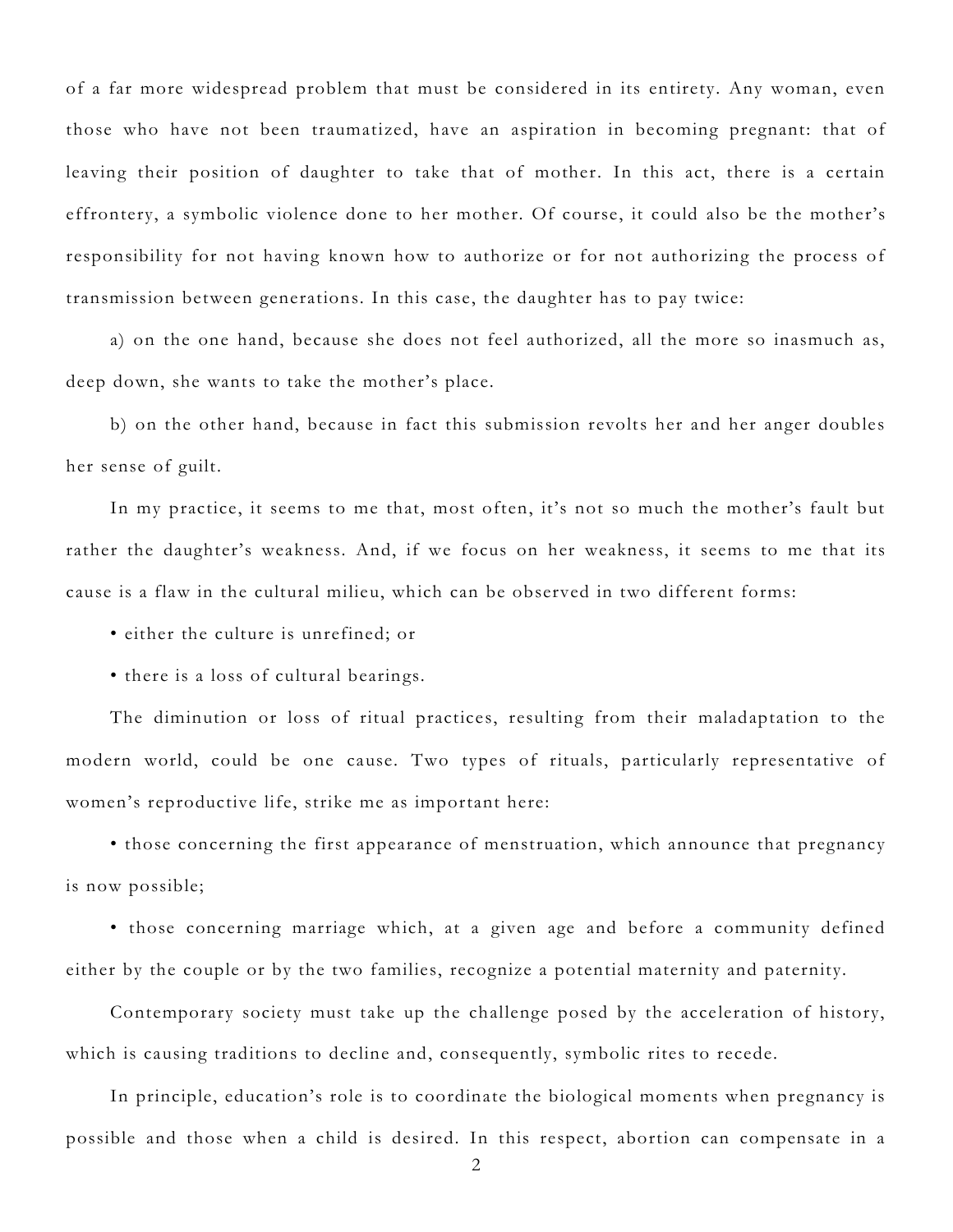of a far more widespread problem that must be considered in its entirety. Any woman, even those who have not been traumatized, have an aspiration in becoming pregnant: that of leaving their position of daughter to take that of mother. In this act, there is a certain effrontery, a symbolic violence done to her mother. Of course, it could also be the mother's responsibility for not having known how to authorize or for not authorizing the process of transmission between generations. In this case, the daughter has to pay twice:

a) on the one hand, because she does not feel authorized, all the more so inasmuch as, deep down, she wants to take the mother's place.

b) on the other hand, because in fact this submission revolts her and her anger doubles her sense of guilt.

In my practice, it seems to me that, most often, it's not so much the mother's fault but rather the daughter's weakness. And, if we focus on her weakness, it seems to me that its cause is a flaw in the cultural milieu, which can be observed in two different forms:

- either the culture is unrefined; or
- there is a loss of cultural bearings.

The diminution or loss of ritual practices, resulting from their maladaptation to the modern world, could be one cause. Two types of rituals, particularly representative of women's reproductive life, strike me as important here:

- those concerning the first appearance of menstruation, which announce that pregnancy is now possible;
- those concerning marriage which, at a given age and before a community defined either by the couple or by the two families, recognize a potential maternity and paternity.

Contemporary society must take up the challenge posed by the acceleration of history, which is causing traditions to decline and, consequently, symbolic rites to recede.

In principle, education's role is to coordinate the biological moments when pregnancy is possible and those when a child is desired. In this respect, abortion can compensate in a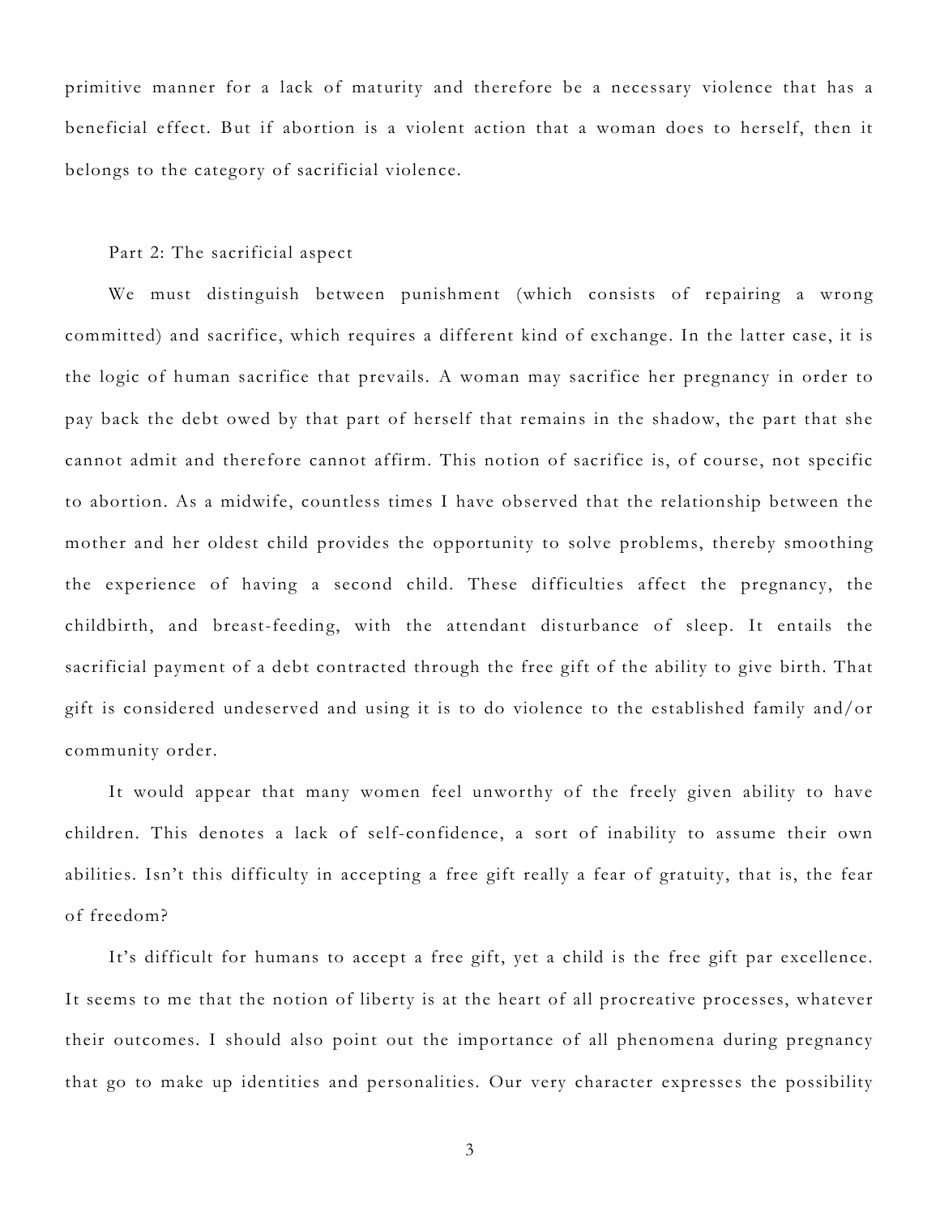primitive manner for a lack of maturity and therefore be a necessary violence that has a beneficial effect. But if abortion is a violent action that a woman does to herself, then it belongs to the category of sacrificial violence.

## Part 2: The sacrificial aspect

We must distinguish between punishment (which consists of repairing a wrong committed) and sacrifice, which requires a different kind of exchange. In the latter case, it is the logic of human sacrifice that prevails. A woman may sacrifice her pregnancy in order to pay back the debt owed by that part of herself that remains in the shadow, the part that she cannot admit and therefore cannot affirm. This notion of sacrifice is, of course, not specific to abortion. As a midwife, countless times I have observed that the relationship between the mother and her oldest child provides the opportunity to solve problems, thereby smoothing the experience of having a second child. These difficulties affect the pregnancy, the childbirth, and breast-feeding, with the attendant disturbance of sleep. It entails the sacrificial payment of a debt contracted through the free gift of the ability to give birth. That gift is considered undeserved and using it is to do violence to the established family and/or community order.

It would appear that many women feel unworthy of the freely given ability to have children. This denotes a lack of self-confidence, a sort of inability to assume their own abilities. Isn't this difficulty in accepting a free gift really a fear of gratuity, that is, the fear of freedom?

It's difficult for humans to accept a free gift, yet a child is the free gift par excellence. It seems to me that the notion of liberty is at the heart of all procreative processes, whatever their outcomes. I should also point out the importance of all phenomena during pregnancy that go to make up identities and personalities. Our very character expresses the possibility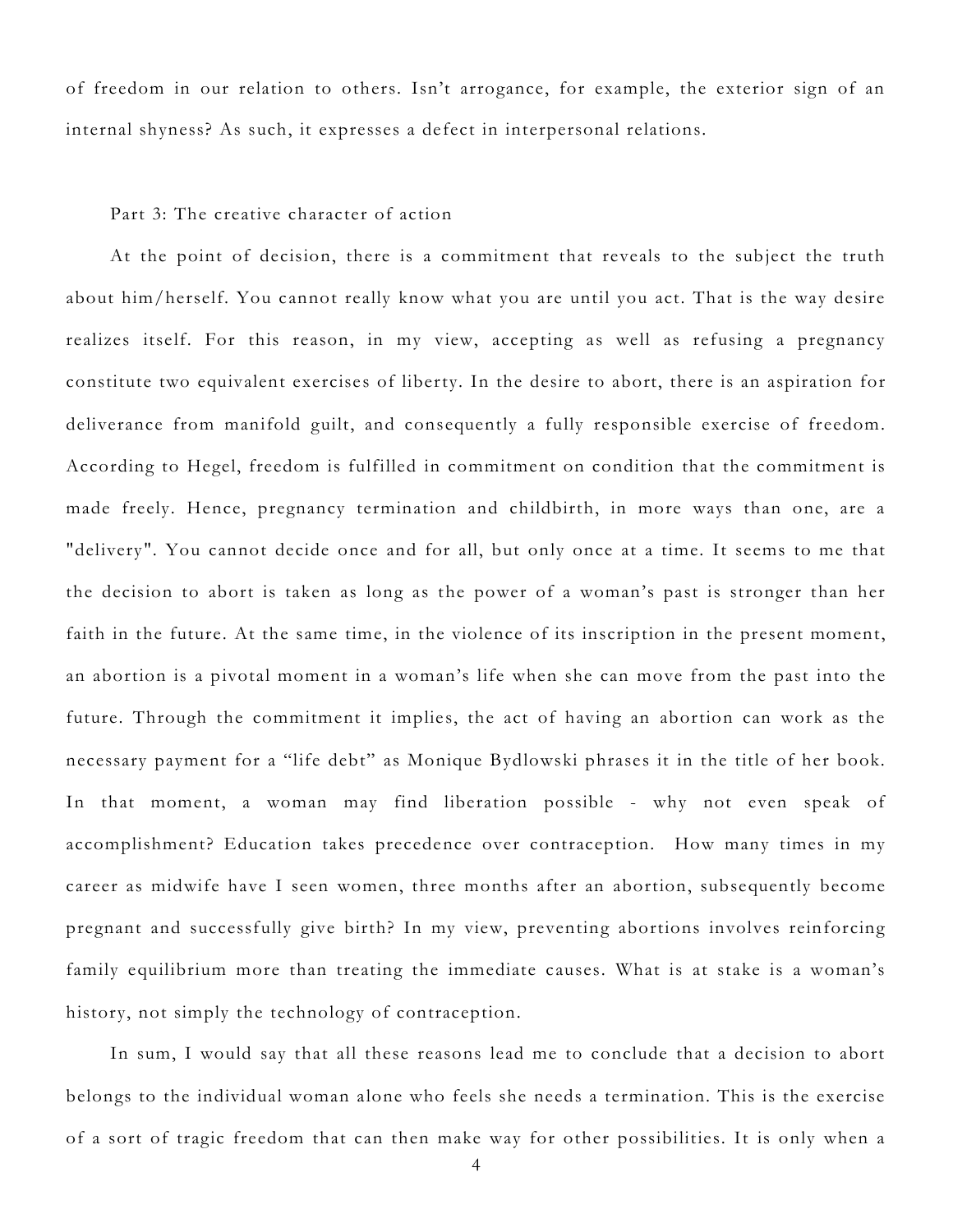of freedom in our relation to others. Isn't arrogance, for example, the exterior sign of an internal shyness? As such, it expresses a defect in interpersonal relations.

Part 3: The creative character of action

At the point of decision, there is a commitment that reveals to the subject the truth about him/herself. You cannot really know what you are until you act. That is the way desire realizes itself. For this reason, in my view, accepting as well as refusing a pregnancy constitute two equivalent exercises of liberty. In the desire to abort, there is an aspiration for deliverance from manifold guilt, and consequently a fully responsible exercise of freedom. According to Hegel, freedom is fulfilled in commitment on condition that the commitment is made freely. Hence, pregnancy termination and childbirth, in more ways than one, are a "delivery". You cannot decide once and for all, but only once at a time. It seems to me that the decision to abort is taken as long as the power of a woman's past is stronger than her faith in the future. At the same time, in the violence of its inscription in the present moment, an abortion is a pivotal moment in a woman's life when she can move from the past into the future. Through the commitment it implies, the act of having an abortion can work as the necessary payment for a "life debt" as Monique Bydlowski phrases it in the title of her book. In that moment, a woman may find liberation possible - why not even speak of accomplishment? Education takes precedence over contraception. How many times in my career as midwife have I seen women, three months after an abortion, subsequently become pregnant and successfully give birth? In my view, preventing abortions involves reinforcing family equilibrium more than treating the immediate causes. What is at stake is a woman's history, not simply the technology of contraception.

In sum, I would say that all these reasons lead me to conclude that a decision to abort belongs to the individual woman alone who feels she needs a termination. This is the exercise of a sort of tragic freedom that can then make way for other possibilities. It is only when a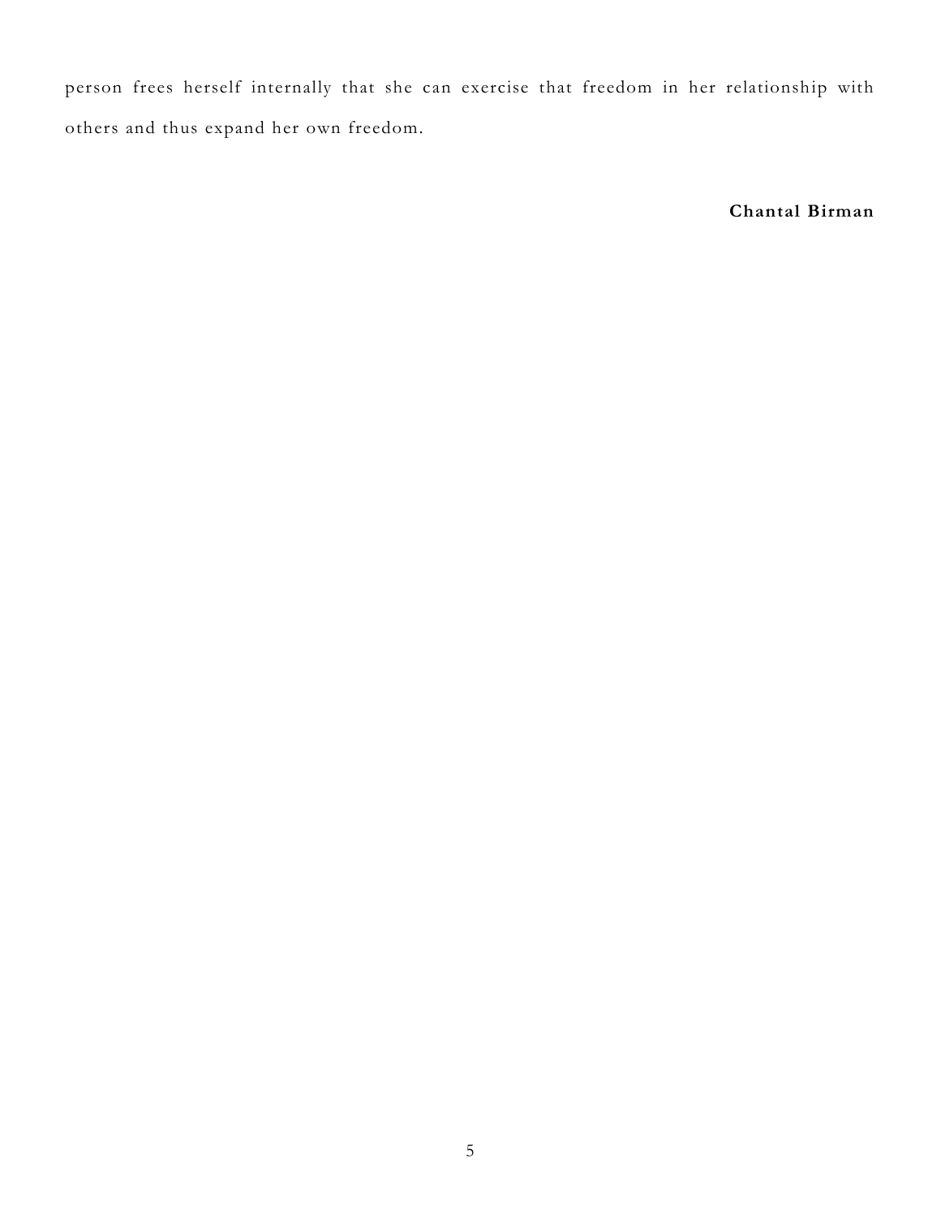person frees herself internally that she can exercise that freedom in her relationship with others and thus expand her own freedom.

**Chantal Birman**